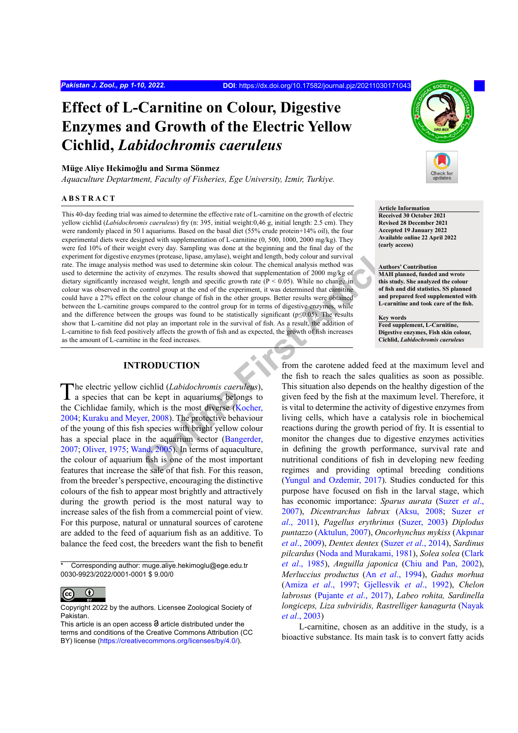# Effect of L-Carnitine on Colour, Digestive Enzymes and Growth of the Electric Yellow Cichlid, *Labidochromis caeruleus*

**Müge Aliye Hekimoğlu and Sırma Sönmez**

*Aquaculture Deptartment, Faculty of Fisheries, Ege University, Izmir, Turkiye.*

## ABSTRACT

This 40-day feeding trial was aimed to determine the effective rate of L-carnitine on the growth of electric yellow cichlid (*Labidochromis caeruleus*) fry (n: 395, initial weight:0,46 g, initial length: 2.5 cm). They were randomly placed in 50 l aquariums. Based on the basal diet (55% crude protein+14% oil), the four experimental diets were designed with supplementation of L-carnitine (0, 500, 1000, 2000 mg/kg). They were fed 10% of their weight every day. Sampling was done at the beginning and the final day of the experiment for digestive enzymes (protease, lipase, amylase), weight and length, body colour and survival rate. The image analysis method was used to determine skin colour. The chemical analysis method was used to determine the activity of enzymes. The results showed that supplementation of 2000 mg/kg of dietary significantly increased weight, length and specific growth rate ($P < 0.05$). While no change in colour was observed in the control group at the end of the experiment, it was determined that carnitine could have a 27% effect on the colour change of fish in the other groups. Better results were obtained between the L-carnitine groups compared to the control group for in terms of digestive enzymes, while and the difference between the groups was found to be statistically significant ($p \leq 0.05$). The results show that L-carnitine did not play an important role in the survival of fish. As a result, the addition of L-carnitine to fish feed positively affects the growth of fish and as expected, the growth of fish increases as the amount of L-carnitine in the feed increases.

**Article Information**
Received 30 October 2021
Revised 28 December 2021
Accepted 19 January 2022
Available online 22 April 2022
(early access)

**Authors' Contribution**
MAH planned, funded and wrote this study. She analyzed the colour of fish and did statistics. SS planned and prepared feed supplemented with L-carnitine and took care of the fish.

**Key words**
Feed supplement, L-Carnitine, Digestive enzymes, Fish skin colour, Cichlid, *Labidochromis caeruleus*

## INTRODUCTION

The electric yellow cichlid (*Labidochromis caeruleus*), a species that can be kept in aquariums, belongs to the Cichlidae family, which is the most diverse (Kocher, 2004; Kuraku and Meyer, 2008). The protective behaviour of the young of this fish species with bright yellow colour has a special place in the aquarium sector (Bangerder, 2007; Oliver, 1975; Wand, 2005). In terms of aquaculture, the colour of aquarium fish is one of the most important features that increase the sale of that fish. For this reason, from the breeder's perspective, encouraging the distinctive colours of the fish to appear most brightly and attractively during the growth period is the most natural way to increase sales of the fish from a commercial point of view. For this purpose, natural or unnatural sources of carotene are added to the feed of aquarium fish as an additive. To balance the feed cost, the breeders want the fish to benefit from the carotene added feed at the maximum level and the fish to reach the sales qualities as soon as possible. This situation also depends on the healthy digestion of the given feed by the fish at the maximum level. Therefore, it is vital to determine the activity of digestive enzymes from living cells, which have a catalysis role in biochemical reactions during the growth period of fry. It is essential to monitor the changes due to digestive enzymes activities in defining the growth performance, survival rate and nutritional conditions of fish in developing new feeding regimes and providing optimal breeding conditions (Yungul and Ozdemir, 2017). Studies conducted for this purpose have focused on fish in the larval stage, which has economic importance: *Sparus aurata* (Suzer *et al*., 2007), *Dicentrarchus labrax* (Aksu, 2008; Suzer *et al*., 2011), *Pagellus erythrinus* (Suzer, 2003) *Diplodus puntazzo* (Aktulun, 2007), *Oncorhynchus mykiss* (Akpınar *et al*., 2009), *Dentex dentex* (Suzer *et al*., 2014), *Sardinus pilcardus* (Noda and Murakami, 1981), *Solea solea* (Clark *et al*., 1985), *Anguilla japonica* (Chiu and Pan, 2002), *Merluccius productus* (An *et al*., 1994), *Gadus morhua* (Amiza *et al*., 1997; Gjellesvik *et al*., 1992), *Chelon labrosus* (Pujante *et al*., 2017), *Labeo rohita, Sardinella longiceps, Liza subviridis, Rastrelliger kanagurta* (Nayak *et al*., 2003)

L-carnitine, chosen as an additive in the study, is a bioactive substance. Its main task is to convert fatty acids

\* Corresponding author: muge.aliye.hekimoglu@ege.edu.tr
0030-9923/2022/0001-0001 $ 9.00/0

Copyright 2022 by the authors. Licensee Zoological Society of Pakistan.
This article is an open access article distributed under the terms and conditions of the Creative Commons Attribution (CC BY) license (https://creativecommons.org/licenses/by/4.0/).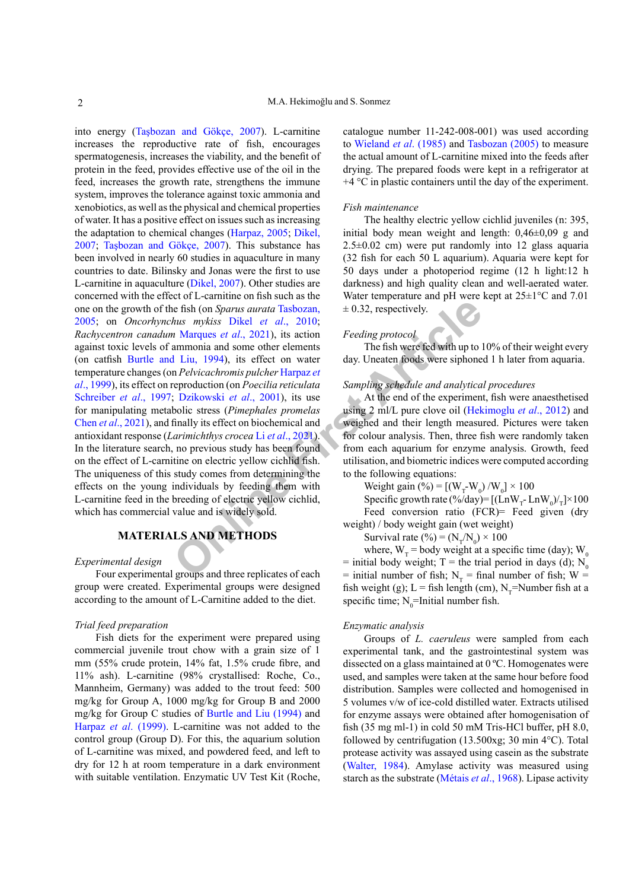into energy (Taşbozan and Gökçe, 2007). L-carnitine increases the reproductive rate of fish, encourages spermatogenesis, increases the viability, and the benefit of protein in the feed, provides effective use of the oil in the feed, increases the growth rate, strengthens the immune system, improves the tolerance against toxic ammonia and xenobiotics, as well as the physical and chemical properties of water. It has a positive effect on issues such as increasing the adaptation to chemical changes (Harpaz, 2005; Dikel, 2007; Taşbozan and Gökçe, 2007). This substance has been involved in nearly 60 studies in aquaculture in many countries to date. Bilinsky and Jonas were the first to use L-carnitine in aquaculture (Dikel, 2007). Other studies are concerned with the effect of L-carnitine on fish such as the one on the growth of the fish (on *Sparus aurata* Tasbozan, 2005; on *Oncorhynchus mykiss* Dikel *et al*., 2010; *Rachycentron canadum* Marques *et al*., 2021), its action against toxic levels of ammonia and some other elements (on catfish Burtle and Liu, 1994), its effect on water temperature changes (on *Pelvicachromis pulcher* Harpaz *et al*., 1999), its effect on reproduction (on *Poecilia reticulata* Schreiber *et al*., 1997; Dzikowski *et al*., 2001), its use for manipulating metabolic stress (*Pimephales promelas* Chen *et al*., 2021), and finally its effect on biochemical and antioxidant response (*Larimichthys crocea* Li *et al*., 2021). In the literature search, no previous study has been found on the effect of L-carnitine on electric yellow cichlid fish. The uniqueness of this study comes from determining the effects on the young individuals by feeding them with L-carnitine feed in the breeding of electric yellow cichlid, which has commercial value and is widely sold.

## MATERIALS AND METHODS

*Experimental design*

Four experimental groups and three replicates of each group were created. Experimental groups were designed according to the amount of L-Carnitine added to the diet.

*Trial feed preparation*

Fish diets for the experiment were prepared using commercial juvenile trout chow with a grain size of 1 mm (55% crude protein, 14% fat, 1.5% crude fibre, and 11% ash). L-carnitine (98% crystallised: Roche, Co., Mannheim, Germany) was added to the trout feed: 500 mg/kg for Group A, 1000 mg/kg for Group B and 2000 mg/kg for Group C studies of Burtle and Liu (1994) and Harpaz *et al*. (1999). L-carnitine was not added to the control group (Group D). For this, the aquarium solution of L-carnitine was mixed, and powdered feed, and left to dry for 12 h at room temperature in a dark environment with suitable ventilation. Enzymatic UV Test Kit (Roche, catalogue number 11-242-008-001) was used according to Wieland *et al*. (1985) and Tasbozan (2005) to measure the actual amount of L-carnitine mixed into the feeds after drying. The prepared foods were kept in a refrigerator at +4 °C in plastic containers until the day of the experiment.

*Fish maintenance*

The healthy electric yellow cichlid juveniles (n: 395, initial body mean weight and length: 0,46±0,09 g and 2.5±0.02 cm) were put randomly into 12 glass aquaria (32 fish for each 50 L aquarium). Aquaria were kept for 50 days under a photoperiod regime (12 h light:12 h darkness) and high quality clean and well-aerated water. Water temperature and pH were kept at 25±1°C and 7.01 ± 0.32, respectively.

*Feeding protocol*

The fish were fed with up to 10% of their weight every day. Uneaten foods were siphoned 1 h later from aquaria.

*Sampling schedule and analytical procedures*

At the end of the experiment, fish were anaesthetised using 2 ml/L pure clove oil (Hekimoglu *et al*., 2012) and weighed and their length measured. Pictures were taken for colour analysis. Then, three fish were randomly taken from each aquarium for enzyme analysis. Growth, feed utilisation, and biometric indices were computed according to the following equations:

Weight gain (%) = $[(W_T - W_0) / W_0] \times 100$

Specific growth rate (%/day) = $[(\ln W_T - \ln W_0)/_T] \times 100$

Feed conversion ratio (FCR) = Feed given (dry weight) / body weight gain (wet weight)

Survival rate (%) = $(N_T/N_0) \times 100$

where, $W_T$ = body weight at a specific time (day); $W_0$ = initial body weight; T = the trial period in days (d); $N_0$ = initial number of fish; $N_T$ = final number of fish; W = fish weight (g); L = fish length (cm), $N_T$=Number fish at a specific time; $N_0$=Initial number fish.

*Enzymatic analysis*

Groups of *L. caeruleus* were sampled from each experimental tank, and the gastrointestinal system was dissected on a glass maintained at 0 ºC. Homogenates were used, and samples were taken at the same hour before food distribution. Samples were collected and homogenised in 5 volumes v/w of ice-cold distilled water. Extracts utilised for enzyme assays were obtained after homogenisation of fish (35 mg ml-1) in cold 50 mM Tris-HCl buffer, pH 8.0, followed by centrifugation (13.500xg; 30 min 4°C). Total protease activity was assayed using casein as the substrate (Walter, 1984). Amylase activity was measured using starch as the substrate (Métais *et al*., 1968). Lipase activity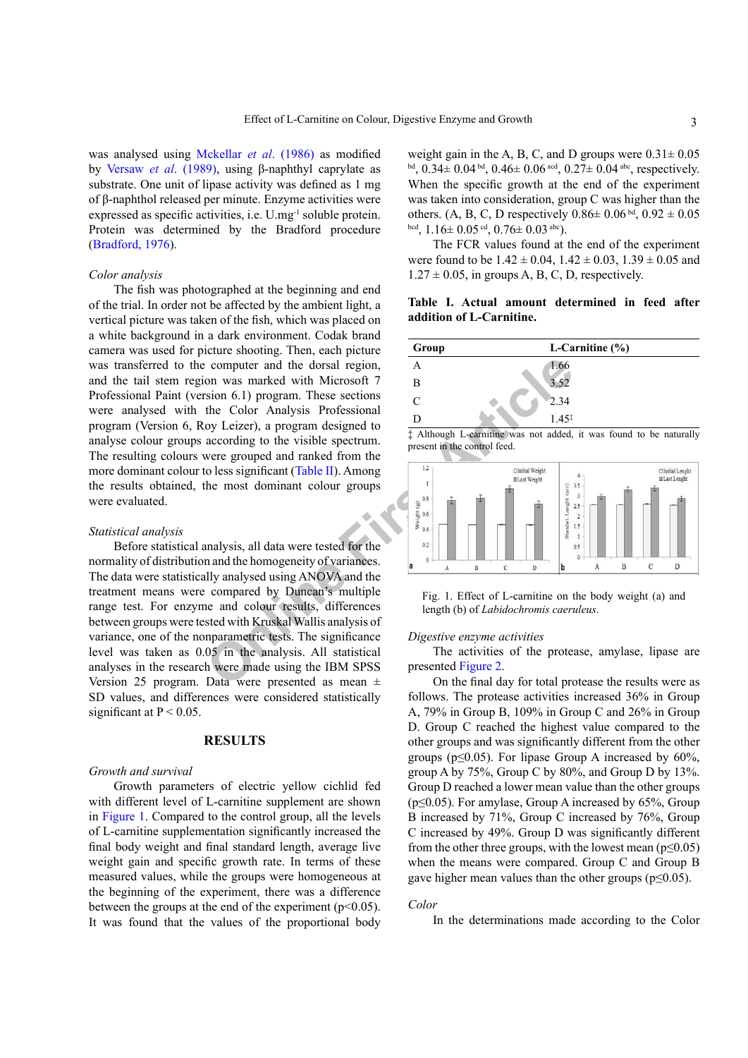was analysed using Mckellar *et al.* (1986) as modified by Versaw *et al.* (1989), using β-naphthyl caprylate as substrate. One unit of lipase activity was defined as 1 mg of β-naphthol released per minute. Enzyme activities were expressed as specific activities, i.e. $U.mg^{-1}$ soluble protein. Protein was determined by the Bradford procedure (Bradford, 1976).

*Color analysis*

The fish was photographed at the beginning and end of the trial. In order not be affected by the ambient light, a vertical picture was taken of the fish, which was placed on a white background in a dark environment. Codak brand camera was used for picture shooting. Then, each picture was transferred to the computer and the dorsal region, and the tail stem region was marked with Microsoft 7 Professional Paint (version 6.1) program. These sections were analysed with the Color Analysis Professional program (Version 6, Roy Leizer), a program designed to analyse colour groups according to the visible spectrum. The resulting colours were grouped and ranked from the more dominant colour to less significant (Table II). Among the results obtained, the most dominant colour groups were evaluated.

*Statistical analysis*

Before statistical analysis, all data were tested for the normality of distribution and the homogeneity of variances. The data were statistically analysed using ANOVA and the treatment means were compared by Duncan's multiple range test. For enzyme and colour results, differences between groups were tested with Kruskal Wallis analysis of variance, one of the nonparametric tests. The significance level was taken as 0.05 in the analysis. All statistical analyses in the research were made using the IBM SPSS Version 25 program. Data were presented as mean ± SD values, and differences were considered statistically significant at $P < 0.05$.

## RESULTS

*Growth and survival*

Growth parameters of electric yellow cichlid fed with different level of L-carnitine supplement are shown in Figure 1. Compared to the control group, all the levels of L-carnitine supplementation significantly increased the final body weight and final standard length, average live weight gain and specific growth rate. In terms of these measured values, while the groups were homogeneous at the beginning of the experiment, there was a difference between the groups at the end of the experiment ($p<0.05$). It was found that the values of the proportional body weight gain in the A, B, C, and D groups were 0.31± 0.05 $^{bd}$, 0.34± 0.04 $^{bd}$, 0.46± 0.06 $^{acd}$, 0.27± 0.04 $^{abc}$, respectively. When the specific growth at the end of the experiment was taken into consideration, group C was higher than the others. (A, B, C, D respectively 0.86± 0.06 $^{bd}$, 0.92 ± 0.05 $^{bcd}$, 1.16± 0.05 $^{cd}$, 0.76± 0.03 $^{abc}$).

The FCR values found at the end of the experiment were found to be 1.42 ± 0.04, 1.42 ± 0.03, 1.39 ± 0.05 and 1.27 ± 0.05, in groups A, B, C, D, respectively.

**Table I. Actual amount determined in feed after addition of L-Carnitine.**

| Group | L-Carnitine (%) |
|---|---|
| A | 1.66 |
| B | 3.52 |
| C | 2.34 |
| D | 1.45‡ |

‡ Although L-carnitine was not added, it was found to be naturally present in the control feed.

Fig. 1. Effect of L-carnitine on the body weight (a) and length (b) of *Labidochromis caeruleus*.

*Digestive enzyme activities*

The activities of the protease, amylase, lipase are presented Figure 2.

On the final day for total protease the results were as follows. The protease activities increased 36% in Group A, 79% in Group B, 109% in Group C and 26% in Group D. Group C reached the highest value compared to the other groups and was significantly different from the other groups ($p≤0.05$). For lipase Group A increased by 60%, group A by 75%, Group C by 80%, and Group D by 13%. Group D reached a lower mean value than the other groups ($p≤0.05$). For amylase, Group A increased by 65%, Group B increased by 71%, Group C increased by 76%, Group C increased by 49%. Group D was significantly different from the other three groups, with the lowest mean ($p≤0.05$) when the means were compared. Group C and Group B gave higher mean values than the other groups ($p≤0.05$).

*Color*

In the determinations made according to the Color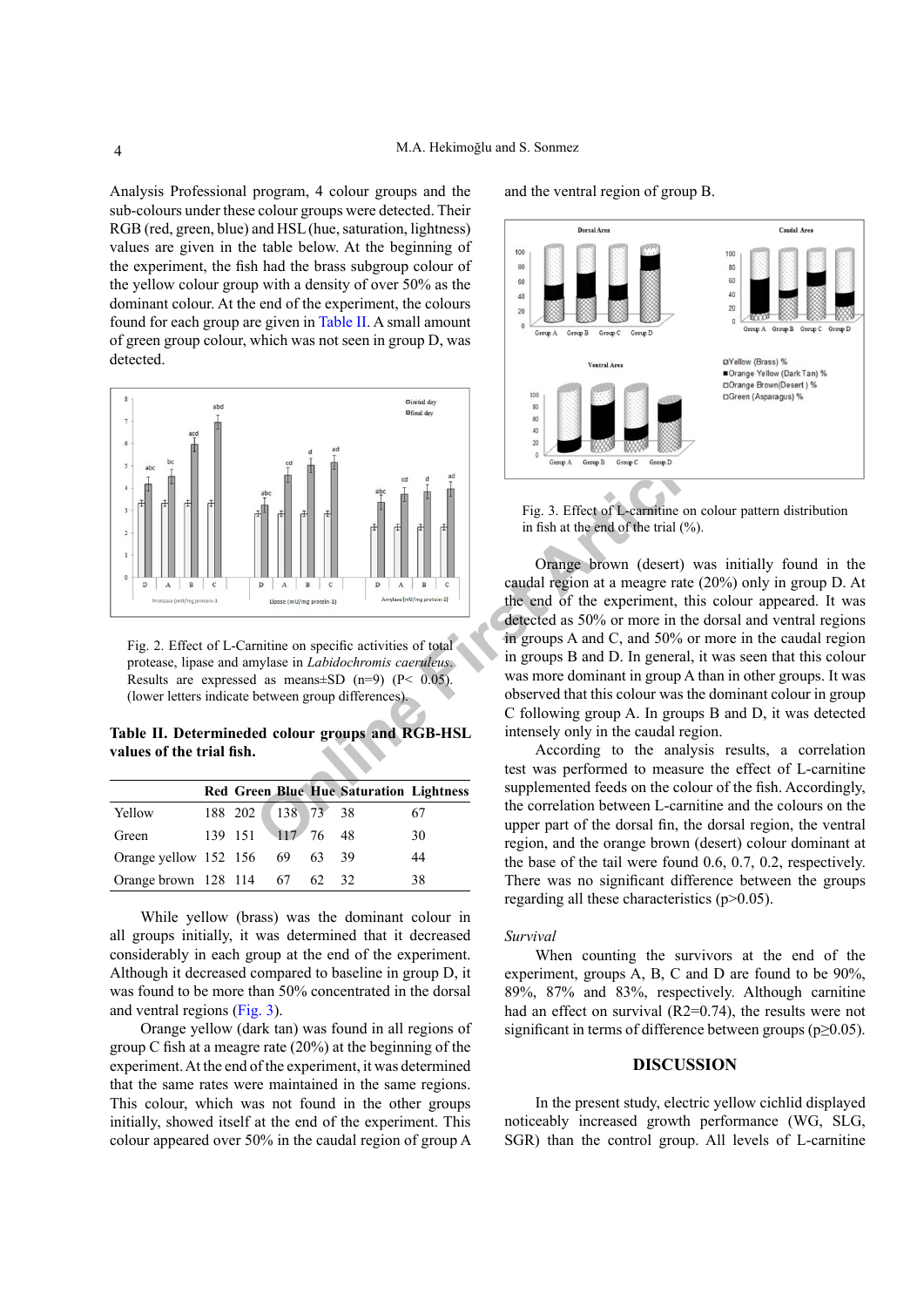Analysis Professional program, 4 colour groups and the sub-colours under these colour groups were detected. Their RGB (red, green, blue) and HSL (hue, saturation, lightness) values are given in the table below. At the beginning of the experiment, the fish had the brass subgroup colour of the yellow colour group with a density of over 50% as the dominant colour. At the end of the experiment, the colours found for each group are given in Table II. A small amount of green group colour, which was not seen in group D, was detected.

Fig. 2. Effect of L-Carnitine on specific activities of total protease, lipase and amylase in *Labidochromis caeruleus*. Results are expressed as means±SD (n=9) ($P< 0.05$). (lower letters indicate between group differences).

**Table II. Determineded colour groups and RGB-HSL values of the trial fish.**

| | Red | Green | Blue | Hue | Saturation | Lightness |
|---|---|---|---|---|---|---|
| Yellow | 188 | 202 | 138 | 73 | 38 | 67 |
| Green | 139 | 151 | 117 | 76 | 48 | 30 |
| Orange yellow | 152 | 156 | 69 | 63 | 39 | 44 |
| Orange brown | 128 | 114 | 67 | 62 | 32 | 38 |

While yellow (brass) was the dominant colour in all groups initially, it was determined that it decreased considerably in each group at the end of the experiment. Although it decreased compared to baseline in group D, it was found to be more than 50% concentrated in the dorsal and ventral regions (Fig. 3).

Orange yellow (dark tan) was found in all regions of group C fish at a meagre rate (20%) at the beginning of the experiment. At the end of the experiment, it was determined that the same rates were maintained in the same regions. This colour, which was not found in the other groups initially, showed itself at the end of the experiment. This colour appeared over 50% in the caudal region of group A and the ventral region of group B.

Fig. 3. Effect of L-carnitine on colour pattern distribution in fish at the end of the trial (%).

Orange brown (desert) was initially found in the caudal region at a meagre rate (20%) only in group D. At the end of the experiment, this colour appeared. It was detected as 50% or more in the dorsal and ventral regions in groups A and C, and 50% or more in the caudal region in groups B and D. In general, it was seen that this colour was more dominant in group A than in other groups. It was observed that this colour was the dominant colour in group C following group A. In groups B and D, it was detected intensely only in the caudal region.

According to the analysis results, a correlation test was performed to measure the effect of L-carnitine supplemented feeds on the colour of the fish. Accordingly, the correlation between L-carnitine and the colours on the upper part of the dorsal fin, the dorsal region, the ventral region, and the orange brown (desert) colour dominant at the base of the tail were found 0.6, 0.7, 0.2, respectively. There was no significant difference between the groups regarding all these characteristics ($p>0.05$).

*Survival*

When counting the survivors at the end of the experiment, groups A, B, C and D are found to be 90%, 89%, 87% and 83%, respectively. Although carnitine had an effect on survival ($R2=0.74$), the results were not significant in terms of difference between groups ($p\geq0.05$).

## DISCUSSION

In the present study, electric yellow cichlid displayed noticeably increased growth performance (WG, SLG, SGR) than the control group. All levels of L-carnitine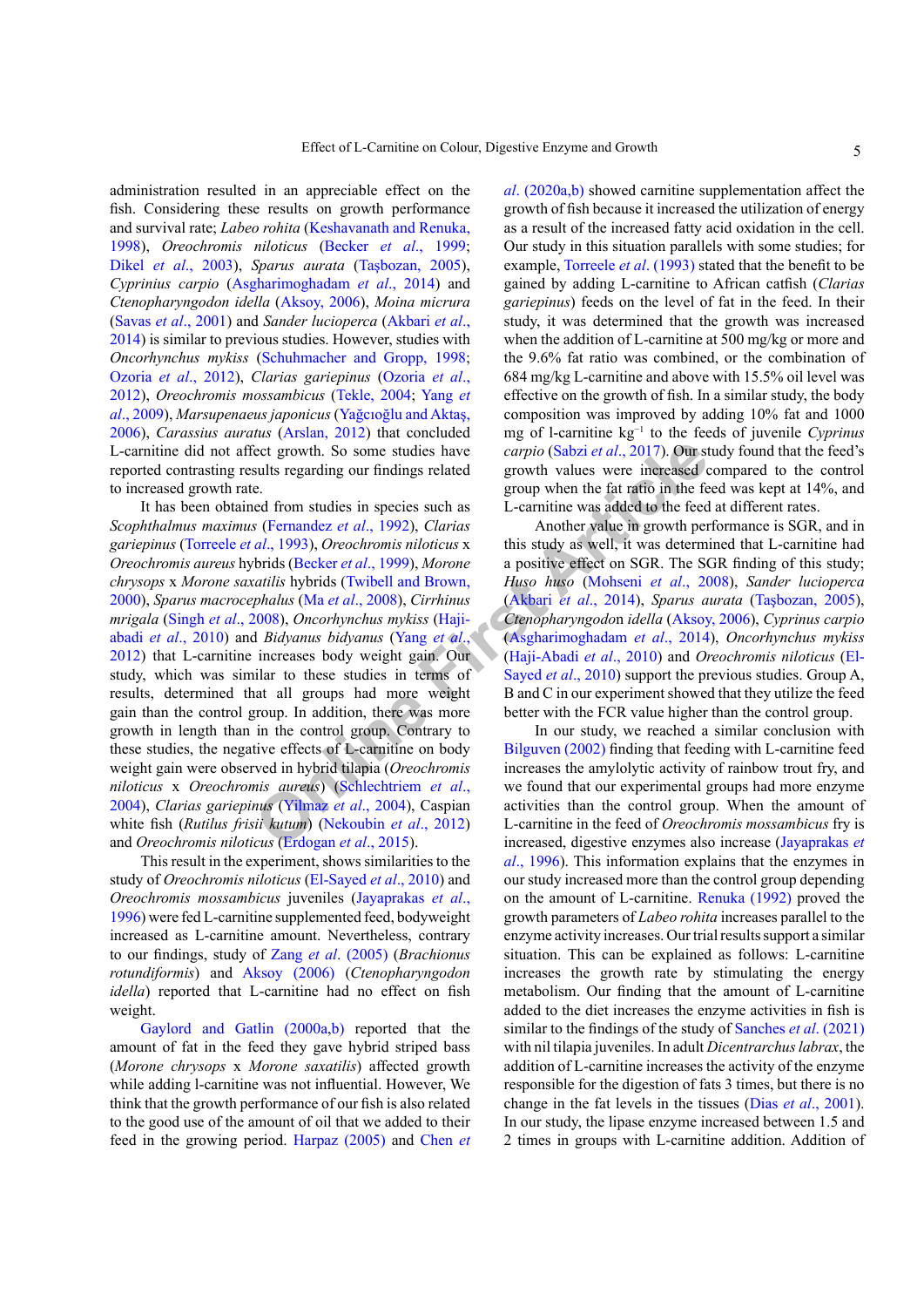administration resulted in an appreciable effect on the fish. Considering these results on growth performance and survival rate; *Labeo rohita* (Keshavanath and Renuka, 1998), *Oreochromis niloticus* (Becker *et al*., 1999; Dikel *et al*., 2003), *Sparus aurata* (Taşbozan, 2005), *Cyprinius carpio* (Asgharimoghadam *et al*., 2014) and *Ctenopharyngodon idella* (Aksoy, 2006), *Moina micrura* (Savas *et al*., 2001) and *Sander lucioperca* (Akbari *et al*., 2014) is similar to previous studies. However, studies with *Oncorhynchus mykiss* (Schuhmacher and Gropp, 1998; Ozoria *et al*., 2012), *Clarias gariepinus* (Ozoria *et al*., 2012), *Oreochromis mossambicus* (Tekle, 2004; Yang *et al*., 2009), *Marsupenaeus japonicus* (Yağcıoğlu and Aktaş, 2006), *Carassius auratus* (Arslan, 2012) that concluded L-carnitine did not affect growth. So some studies have reported contrasting results regarding our findings related to increased growth rate.

It has been obtained from studies in species such as *Scophthalmus maximus* (Fernandez *et al*., 1992), *Clarias gariepinus* (Torreele *et al*., 1993), *Oreochromis niloticus* x *Oreochromis aureus* hybrids (Becker *et al*., 1999), *Morone chrysops* x *Morone saxatilis* hybrids (Twibell and Brown, 2000), *Sparus macrocephalus* (Ma *et al*., 2008), *Cirrhinus mrigala* (Singh *et al*., 2008), *Oncorhynchus mykiss* (Haji-abadi *et al*., 2010) and *Bidyanus bidyanus* (Yang *et al*., 2012) that L-carnitine increases body weight gain. Our study, which was similar to these studies in terms of results, determined that all groups had more weight gain than the control group. In addition, there was more growth in length than in the control group. Contrary to these studies, the negative effects of L-carnitine on body weight gain were observed in hybrid tilapia (*Oreochromis niloticus* x *Oreochromis aureus*) (Schlechtriem *et al*., 2004), *Clarias gariepinus* (Yilmaz *et al*., 2004), Caspian white fish (*Rutilus frisii kutum*) (Nekoubin *et al*., 2012) and *Oreochromis niloticus* (Erdogan *et al*., 2015).

This result in the experiment, shows similarities to the study of *Oreochromis niloticus* (El-Sayed *et al*., 2010) and *Oreochromis mossambicus* juveniles (Jayaprakas *et al*., 1996) were fed L-carnitine supplemented feed, bodyweight increased as L-carnitine amount. Nevertheless, contrary to our findings, study of Zang *et al*. (2005) (*Brachionus rotundiformis*) and Aksoy (2006) (*Ctenopharyngodon idella*) reported that L-carnitine had no effect on fish weight.

Gaylord and Gatlin (2000a,b) reported that the amount of fat in the feed they gave hybrid striped bass (*Morone chrysops* x *Morone saxatilis*) affected growth while adding l-carnitine was not influential. However, We think that the growth performance of our fish is also related to the good use of the amount of oil that we added to their feed in the growing period. Harpaz (2005) and Chen *et al*. (2020a,b) showed carnitine supplementation affect the growth of fish because it increased the utilization of energy as a result of the increased fatty acid oxidation in the cell. Our study in this situation parallels with some studies; for example, Torreele *et al*. (1993) stated that the benefit to be gained by adding L-carnitine to African catfish (*Clarias gariepinus*) feeds on the level of fat in the feed. In their study, it was determined that the growth was increased when the addition of L-carnitine at 500 mg/kg or more and the 9.6% fat ratio was combined, or the combination of 684 mg/kg L-carnitine and above with 15.5% oil level was effective on the growth of fish. In a similar study, the body composition was improved by adding 10% fat and 1000 mg of l-carnitine $kg^{-1}$ to the feeds of juvenile *Cyprinus carpio* (Sabzi *et al*., 2017). Our study found that the feed's growth values were increased compared to the control group when the fat ratio in the feed was kept at 14%, and L-carnitine was added to the feed at different rates.

Another value in growth performance is SGR, and in this study as well, it was determined that L-carnitine had a positive effect on SGR. The SGR finding of this study; *Huso huso* (Mohseni *et al*., 2008), *Sander lucioperca* (Akbari *et al*., 2014), *Sparus aurata* (Taşbozan, 2005), *Ctenopharyngodon idella* (Aksoy, 2006), *Cyprinus carpio* (Asgharimoghadam *et al*., 2014), *Oncorhynchus mykiss* (Haji-Abadi *et al*., 2010) and *Oreochromis niloticus* (El-Sayed *et al*., 2010) support the previous studies. Group A, B and C in our experiment showed that they utilize the feed better with the FCR value higher than the control group.

In our study, we reached a similar conclusion with Bilguven (2002) finding that feeding with L-carnitine feed increases the amylolytic activity of rainbow trout fry, and we found that our experimental groups had more enzyme activities than the control group. When the amount of L-carnitine in the feed of *Oreochromis mossambicus* fry is increased, digestive enzymes also increase (Jayaprakas *et al*., 1996). This information explains that the enzymes in our study increased more than the control group depending on the amount of L-carnitine. Renuka (1992) proved the growth parameters of *Labeo rohita* increases parallel to the enzyme activity increases. Our trial results support a similar situation. This can be explained as follows: L-carnitine increases the growth rate by stimulating the energy metabolism. Our finding that the amount of L-carnitine added to the diet increases the enzyme activities in fish is similar to the findings of the study of Sanches *et al*. (2021) with nil tilapia juveniles. In adult *Dicentrarchus labrax*, the addition of L-carnitine increases the activity of the enzyme responsible for the digestion of fats 3 times, but there is no change in the fat levels in the tissues (Dias *et al*., 2001). In our study, the lipase enzyme increased between 1.5 and 2 times in groups with L-carnitine addition. Addition of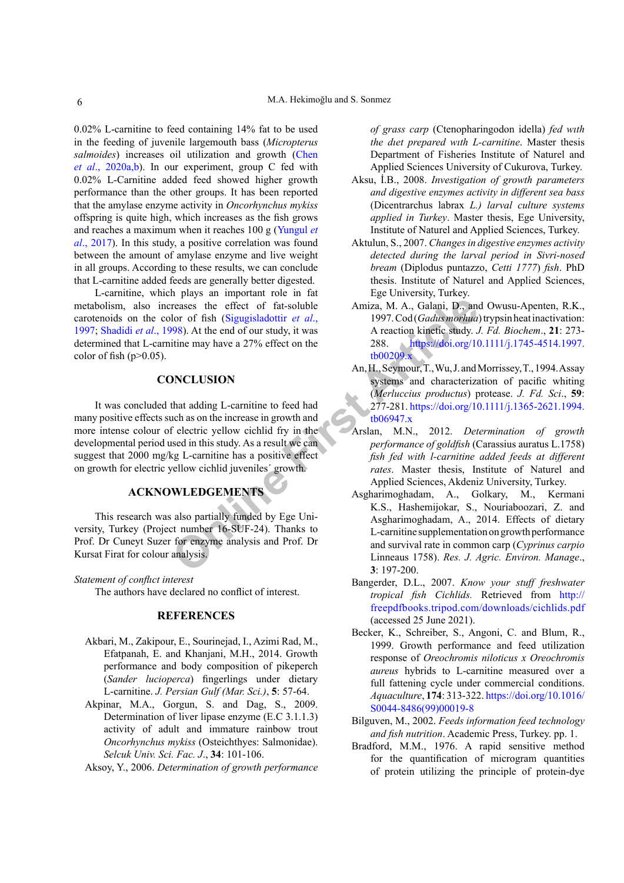0.02% L-carnitine to feed containing 14% fat to be used in the feeding of juvenile largemouth bass (*Micropterus salmoides*) increases oil utilization and growth (Chen *et al*., 2020a,b). In our experiment, group C fed with 0.02% L-Carnitine added feed showed higher growth performance than the other groups. It has been reported that the amylase enzyme activity in *Oncorhynchus mykiss* offspring is quite high, which increases as the fish grows and reaches a maximum when it reaches 100 g (Yungul *et al*., 2017). In this study, a positive correlation was found between the amount of amylase enzyme and live weight in all groups. According to these results, we can conclude that L-carnitine added feeds are generally better digested.

L-carnitine, which plays an important role in fat metabolism, also increases the effect of fat-soluble carotenoids on the color of fish (Sigugisladottir *et al*., 1997; Shadidi *et al*., 1998). At the end of our study, it was determined that L-carnitine may have a 27% effect on the color of fish (p>0.05).

## CONCLUSION

It was concluded that adding L-carnitine to feed had many positive effects such as on the increase in growth and more intense colour of electric yellow cichlid fry in the developmental period used in this study. As a result we can suggest that 2000 mg/kg L-carnitine has a positive effect on growth for electric yellow cichlid juveniles´ growth.

## ACKNOWLEDGEMENTS

This research was also partially funded by Ege University, Turkey (Project number 16-SUF-24). Thanks to Prof. Dr Cuneyt Suzer for enzyme analysis and Prof. Dr Kursat Firat for colour analysis.

*Statement of conflict interest*

The authors have declared no conflict of interest.

## REFERENCES

Akbari, M., Zakipour, E., Sourinejad, I., Azimi Rad, M., Efatpanah, E. and Khanjani, M.H., 2014. Growth performance and body composition of pikeperch (*Sander lucioperca*) fingerlings under dietary L-carnitine. *J. Persian Gulf (Mar. Sci.)*, **5**: 57-64.

Akpinar, M.A., Gorgun, S. and Dag, S., 2009. Determination of liver lipase enzyme (E.C 3.1.1.3) activity of adult rainbow trout *Oncorhynchus mykiss* (Osteichthyes: Salmonidae). *Selcuk Univ. Sci. Fac. J*., **34**: 101-106.

Aksoy, Y., 2006. *Determination of growth performance of grass carp* (Ctenopharingodon idella) *fed wıth the diet prepared wıth L-carnitine*. Master thesis Department of Fisheries Institute of Naturel and Applied Sciences University of Cukurova, Turkey.

Aksu, İ.B., 2008. *Investigation of growth parameters and digestive enzymes activity in different sea bass* (Dicentrarchus labrax *L.) larval culture systems applied in Turkey*. Master thesis, Ege University, Institute of Naturel and Applied Sciences, Turkey.

Aktulun, S., 2007. *Changes in digestive enzymes activity detected during the larval period in Sivri-nosed bream* (Diplodus puntazzo, *Cetti 1777*) *fish*. PhD thesis. Institute of Naturel and Applied Sciences, Ege University, Turkey.

Amiza, M. A., Galani, D., and Owusu-Apenten, R.K., 1997. Cod (*Gadus morhua*) trypsin heat inactivation: A reaction kinetic study. *J. Fd. Biochem*., **21**: 273-288. https://doi.org/10.1111/j.1745-4514.1997.tb00209.x

An, H., Seymour, T., Wu, J. and Morrissey, T., 1994. Assay systems and characterization of pacific whiting (*Merluccius productus*) protease. *J. Fd. Sci*., **59**: 277-281. https://doi.org/10.1111/j.1365-2621.1994.tb06947.x

Arslan, M.N., 2012. *Determination of growth performance of goldfish* (Carassius auratus L.1758) *fish fed with l-carnitine added feeds at different rates*. Master thesis, Institute of Naturel and Applied Sciences, Akdeniz University, Turkey.

Asgharimoghadam, A., Golkary, M., Kermani K.S., Hashemijokar, S., Nouriaboozari, Z. and Asgharimoghadam, A., 2014. Effects of dietary L-carnitine supplementation on growth performance and survival rate in common carp (*Cyprinus carpio* Linneaus 1758). *Res. J. Agric. Environ. Manage*., **3**: 197-200.

Bangerder, D.L., 2007. *Know your stuff freshwater tropical fish Cichlids.* Retrieved from http://freepdfbooks.tripod.com/downloads/cichlids.pdf (accessed 25 June 2021).

Becker, K., Schreiber, S., Angoni, C. and Blum, R., 1999. Growth performance and feed utilization response of *Oreochromis niloticus x Oreochromis aureus* hybrids to L-carnitine measured over a full fattening cycle under commercial conditions. *Aquaculture*, **174**: 313-322. https://doi.org/10.1016/S0044-8486(99)00019-8

Bilguven, M., 2002. *Feeds information feed technology and fish nutrition*. Academic Press, Turkey. pp. 1.

Bradford, M.M., 1976. A rapid sensitive method for the quantification of microgram quantities of protein utilizing the principle of protein-dye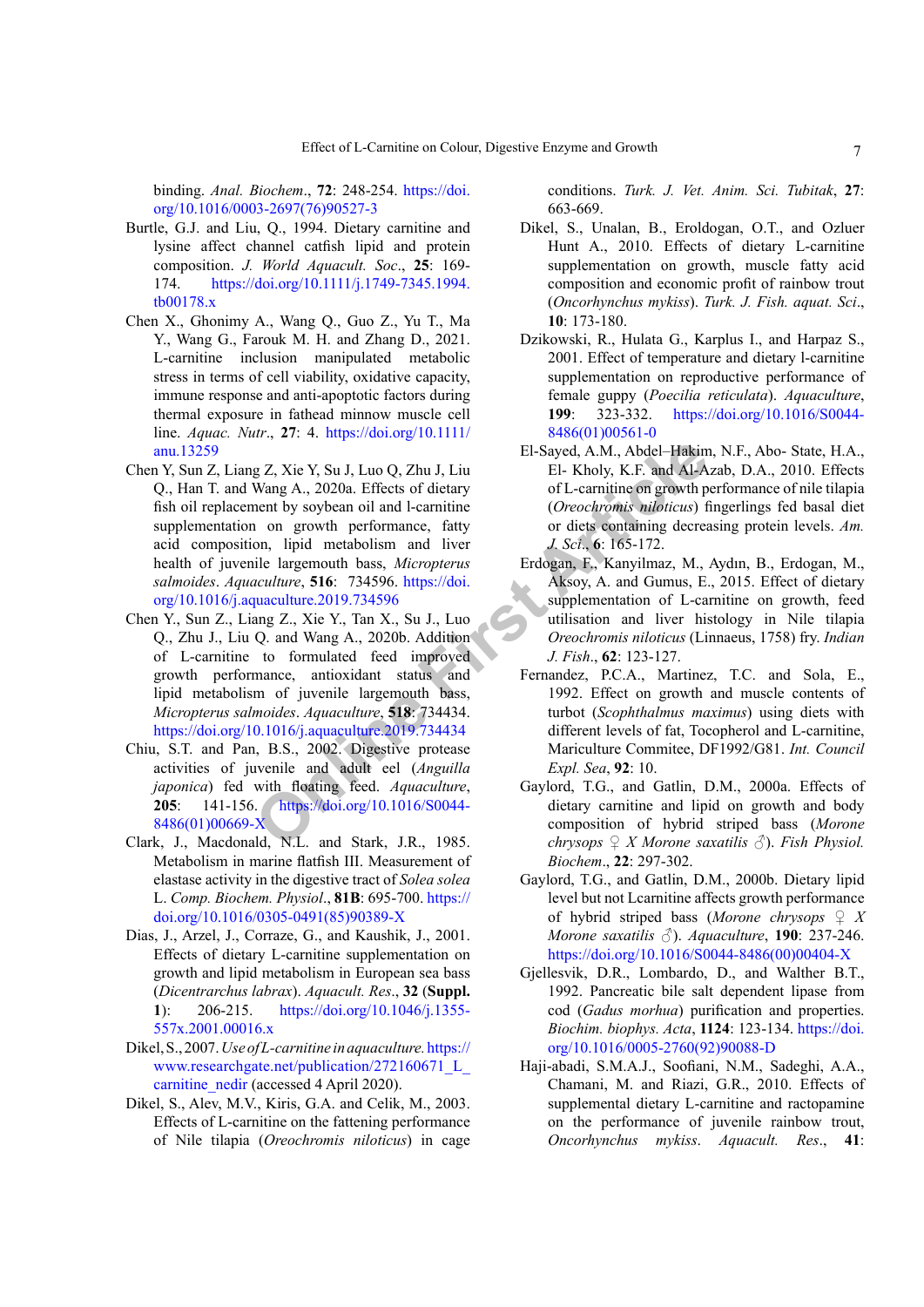binding. *Anal. Biochem*., **72**: 248-254. https://doi.org/10.1016/0003-2697(76)90527-3

Burtle, G.J. and Liu, Q., 1994. Dietary carnitine and lysine affect channel catfish lipid and protein composition. *J. World Aquacult. Soc*., **25**: 169-174. https://doi.org/10.1111/j.1749-7345.1994.tb00178.x

Chen X., Ghonimy A., Wang Q., Guo Z., Yu T., Ma Y., Wang G., Farouk M. H. and Zhang D., 2021. L-carnitine inclusion manipulated metabolic stress in terms of cell viability, oxidative capacity, immune response and anti-apoptotic factors during thermal exposure in fathead minnow muscle cell line. *Aquac. Nutr*., **27**: 4. https://doi.org/10.1111/anu.13259

Chen Y, Sun Z, Liang Z, Xie Y, Su J, Luo Q, Zhu J, Liu Q., Han T. and Wang A., 2020a. Effects of dietary fish oil replacement by soybean oil and l-carnitine supplementation on growth performance, fatty acid composition, lipid metabolism and liver health of juvenile largemouth bass, *Micropterus salmoides*. *Aquaculture*, **516**: 734596. https://doi.org/10.1016/j.aquaculture.2019.734596

Chen Y., Sun Z., Liang Z., Xie Y., Tan X., Su J., Luo Q., Zhu J., Liu Q. and Wang A., 2020b. Addition of L-carnitine to formulated feed improved growth performance, antioxidant status and lipid metabolism of juvenile largemouth bass, *Micropterus salmoides*. *Aquaculture*, **518**: 734434. https://doi.org/10.1016/j.aquaculture.2019.734434

Chiu, S.T. and Pan, B.S., 2002. Digestive protease activities of juvenile and adult eel (*Anguilla japonica*) fed with floating feed. *Aquaculture*, **205**: 141-156. https://doi.org/10.1016/S0044-8486(01)00669-X

Clark, J., Macdonald, N.L. and Stark, J.R., 1985. Metabolism in marine flatfish III. Measurement of elastase activity in the digestive tract of *Solea solea* L. *Comp. Biochem. Physiol*., **81B**: 695-700. https://doi.org/10.1016/0305-0491(85)90389-X

Dias, J., Arzel, J., Corraze, G., and Kaushik, J., 2001. Effects of dietary L-carnitine supplementation on growth and lipid metabolism in European sea bass (*Dicentrarchus labrax*). *Aquacult. Res*., **32** (**Suppl. 1**): 206-215. https://doi.org/10.1046/j.1355-557x.2001.00016.x

Dikel, S., 2007. *Use of L-carnitine in aquaculture.* https://www.researchgate.net/publication/272160671_L_carnitine_nedir (accessed 4 April 2020).

Dikel, S., Alev, M.V., Kiris, G.A. and Celik, M., 2003. Effects of L-carnitine on the fattening performance of Nile tilapia (*Oreochromis niloticus*) in cage conditions. *Turk. J. Vet. Anim. Sci. Tubitak*, **27**: 663-669.

Dikel, S., Unalan, B., Eroldogan, O.T., and Ozluer Hunt A., 2010. Effects of dietary L-carnitine supplementation on growth, muscle fatty acid composition and economic profit of rainbow trout (*Oncorhynchus mykiss*). *Turk. J. Fish. aquat. Sci*., **10**: 173-180.

Dzikowski, R., Hulata G., Karplus I., and Harpaz S., 2001. Effect of temperature and dietary l-carnitine supplementation on reproductive performance of female guppy (*Poecilia reticulata*). *Aquaculture*, **199**: 323-332. https://doi.org/10.1016/S0044-8486(01)00561-0

El-Sayed, A.M., Abdel–Hakim, N.F., Abo- State, H.A., El- Kholy, K.F. and Al-Azab, D.A., 2010. Effects of L-carnitine on growth performance of nile tilapia (*Oreochromis niloticus*) fingerlings fed basal diet or diets containing decreasing protein levels. *Am. J. Sci*., **6**: 165-172.

Erdogan, F., Kanyilmaz, M., Aydın, B., Erdogan, M., Aksoy, A. and Gumus, E., 2015. Effect of dietary supplementation of L-carnitine on growth, feed utilisation and liver histology in Nile tilapia *Oreochromis niloticus* (Linnaeus, 1758) fry. *Indian J. Fish*., **62**: 123-127.

Fernandez, P.C.A., Martinez, T.C. and Sola, E., 1992. Effect on growth and muscle contents of turbot (*Scophthalmus maximus*) using diets with different levels of fat, Tocopherol and L-carnitine, Mariculture Commitee, DF1992/G81. *Int. Council Expl. Sea*, **92**: 10.

Gaylord, T.G., and Gatlin, D.M., 2000a. Effects of dietary carnitine and lipid on growth and body composition of hybrid striped bass (*Morone chrysops* ♀ *X Morone saxatilis* ♂). *Fish Physiol. Biochem*., **22**: 297-302.

Gaylord, T.G., and Gatlin, D.M., 2000b. Dietary lipid level but not Lcarnitine affects growth performance of hybrid striped bass (*Morone chrysops* ♀ *X Morone saxatilis* ♂). *Aquaculture*, **190**: 237-246. https://doi.org/10.1016/S0044-8486(00)00404-X

Gjellesvik, D.R., Lombardo, D., and Walther B.T., 1992. Pancreatic bile salt dependent lipase from cod (*Gadus morhua*) purification and properties. *Biochim. biophys. Acta*, **1124**: 123-134. https://doi.org/10.1016/0005-2760(92)90088-D

Haji-abadi, S.M.A.J., Soofiani, N.M., Sadeghi, A.A., Chamani, M. and Riazi, G.R., 2010. Effects of supplemental dietary L-carnitine and ractopamine on the performance of juvenile rainbow trout, *Oncorhynchus mykiss*. *Aquacult. Res*., **41**: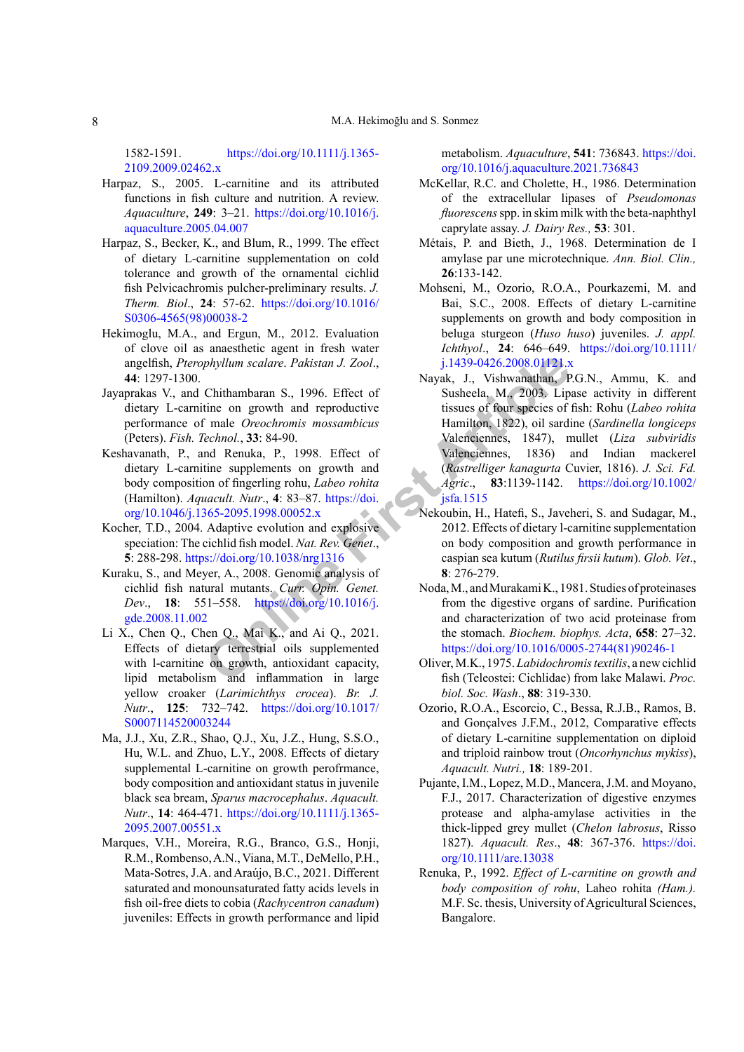1582-1591. https://doi.org/10.1111/j.1365-2109.2009.02462.x

Harpaz, S., 2005. L-carnitine and its attributed functions in fish culture and nutrition. A review. *Aquaculture*, **249**: 3–21. https://doi.org/10.1016/j.aquaculture.2005.04.007

Harpaz, S., Becker, K., and Blum, R., 1999. The effect of dietary L-carnitine supplementation on cold tolerance and growth of the ornamental cichlid fish Pelvicachromis pulcher-preliminary results. *J. Therm. Biol*., **24**: 57-62. https://doi.org/10.1016/S0306-4565(98)00038-2

Hekimoglu, M.A., and Ergun, M., 2012. Evaluation of clove oil as anaesthetic agent in fresh water angelfish, *Pterophyllum scalare*. *Pakistan J. Zool*., **44**: 1297-1300.

Jayaprakas V., and Chithambaran S., 1996. Effect of dietary L-carnitine on growth and reproductive performance of male *Oreochromis mossambicus* (Peters). *Fish. Technol.*, **33**: 84-90.

Keshavanath, P., and Renuka, P., 1998. Effect of dietary L-carnitine supplements on growth and body composition of fingerling rohu, *Labeo rohita* (Hamilton). *Aquacult. Nutr*., **4**: 83–87. https://doi.org/10.1046/j.1365-2095.1998.00052.x

Kocher, T.D., 2004. Adaptive evolution and explosive speciation: The cichlid fish model. *Nat. Rev. Genet*., **5**: 288-298. https://doi.org/10.1038/nrg1316

Kuraku, S., and Meyer, A., 2008. Genomic analysis of cichlid fish natural mutants. *Curr. Opin. Genet. Dev*., **18**: 551–558. https://doi.org/10.1016/j.gde.2008.11.002

Li X., Chen Q., Mai K., and Ai Q., 2021. Effects of dietary terrestrial oils supplemented with l-carnitine on growth, antioxidant capacity, lipid metabolism and inflammation in large yellow croaker (*Larimichthys crocea*). *Br. J. Nutr*., **125**: 732–742. https://doi.org/10.1017/S0007114520003244

Ma, J.J., Xu, Z.R., Shao, Q.J., Xu, J.Z., Hung, S.S.O., Hu, W.L. and Zhuo, L.Y., 2008. Effects of dietary supplemental L-carnitine on growth perofrmance, body composition and antioxidant status in juvenile black sea bream, *Sparus macrocephalus*. *Aquacult. Nutr*., **14**: 464-471. https://doi.org/10.1111/j.1365-2095.2007.00551.x

Marques, V.H., Moreira, R.G., Branco, G.S., Honji, R.M., Rombenso, A.N., Viana, M.T., DeMello, P.H., Mata-Sotres, J.A. and Araújo, B.C., 2021. Different saturated and monounsaturated fatty acids levels in fish oil-free diets to cobia (*Rachycentron canadum*) juveniles: Effects in growth performance and lipid metabolism. *Aquaculture*, **541**: 736843. https://doi.org/10.1016/j.aquaculture.2021.736843

McKellar, R.C. and Cholette, H., 1986. Determination of the extracellular lipases of *Pseudomonas fluorescens* spp. in skim milk with the beta-naphthyl caprylate assay. *J. Dairy Res.,* **53**: 301.

Métais, P. and Bieth, J., 1968. Determination de I amylase par une microtechnique. *Ann. Biol. Clin.,* **26**:133-142.

Mohseni, M., Ozorio, R.O.A., Pourkazemi, M. and Bai, S.C., 2008. Effects of dietary L-carnitine supplements on growth and body composition in beluga sturgeon (*Huso huso*) juveniles. *J. appl. Ichthyol*., **24**: 646–649. https://doi.org/10.1111/j.1439-0426.2008.01121.x

Nayak, J., Vishwanathan, P.G.N., Ammu, K. and Susheela, M., 2003. Lipase activity in different tissues of four species of fish: Rohu (*Labeo rohita* Hamilton, 1822), oil sardine (*Sardinella longiceps* Valenciennes, 1847), mullet (*Liza subviridis* Valenciennes, 1836) and Indian mackerel (*Rastrelliger kanagurta* Cuvier, 1816). *J. Sci. Fd. Agric*., **83**:1139-1142. https://doi.org/10.1002/jsfa.1515

Nekoubin, H., Hatefi, S., Javeheri, S. and Sudagar, M., 2012. Effects of dietary l-carnitine supplementation on body composition and growth performance in caspian sea kutum (*Rutilus firsii kutum*). *Glob. Vet*., **8**: 276-279.

Noda, M., and Murakami K., 1981. Studies of proteinases from the digestive organs of sardine. Purification and characterization of two acid proteinase from the stomach. *Biochem. biophys. Acta*, **658**: 27–32. https://doi.org/10.1016/0005-2744(81)90246-1

Oliver, M.K., 1975. *Labidochromis textilis*, a new cichlid fish (Teleostei: Cichlidae) from lake Malawi. *Proc. biol. Soc. Wash*., **88**: 319-330.

Ozorio, R.O.A., Escorcio, C., Bessa, R.J.B., Ramos, B. and Gonçalves J.F.M., 2012, Comparative effects of dietary L-carnitine supplementation on diploid and triploid rainbow trout (*Oncorhynchus mykiss*), *Aquacult. Nutri.,* **18**: 189-201.

Pujante, I.M., Lopez, M.D., Mancera, J.M. and Moyano, F.J., 2017. Characterization of digestive enzymes protease and alpha-amylase activities in the thick-lipped grey mullet (*Chelon labrosus*, Risso 1827). *Aquacult. Res*., **48**: 367-376. https://doi.org/10.1111/are.13038

Renuka, P., 1992. *Effect of L-carnitine on growth and body composition of rohu*, Laheo rohita *(Ham.)*. M.F. Sc. thesis, University of Agricultural Sciences, Bangalore.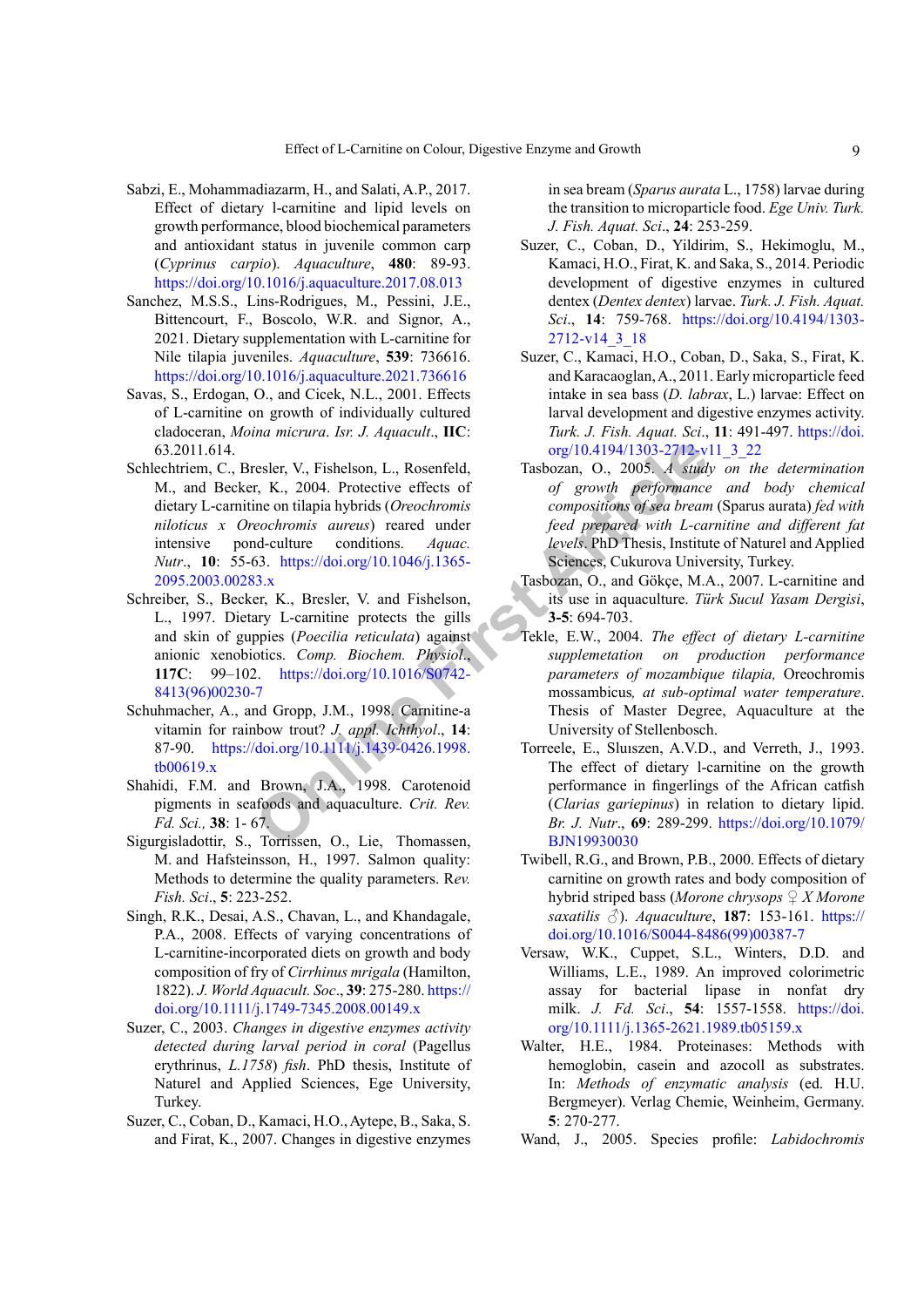Sabzi, E., Mohammadiazarm, H., and Salati, A.P., 2017. Effect of dietary l-carnitine and lipid levels on growth performance, blood biochemical parameters and antioxidant status in juvenile common carp (*Cyprinus carpio*). *Aquaculture*, **480**: 89-93. https://doi.org/10.1016/j.aquaculture.2017.08.013

Sanchez, M.S.S., Lins-Rodrigues, M., Pessini, J.E., Bittencourt, F., Boscolo, W.R. and Signor, A., 2021. Dietary supplementation with L-carnitine for Nile tilapia juveniles. *Aquaculture*, **539**: 736616. https://doi.org/10.1016/j.aquaculture.2021.736616

Savas, S., Erdogan, O., and Cicek, N.L., 2001. Effects of L-carnitine on growth of individually cultured cladoceran, *Moina micrura*. *Isr. J. Aquacult*., **IIC**: 63.2011.614.

Schlechtriem, C., Bresler, V., Fishelson, L., Rosenfeld, M., and Becker, K., 2004. Protective effects of dietary L-carnitine on tilapia hybrids (*Oreochromis niloticus x Oreochromis aureus*) reared under intensive pond-culture conditions. *Aquac. Nutr*., **10**: 55-63. https://doi.org/10.1046/j.1365-2095.2003.00283.x

Schreiber, S., Becker, K., Bresler, V. and Fishelson, L., 1997. Dietary L-carnitine protects the gills and skin of guppies (*Poecilia reticulata*) against anionic xenobiotics. *Comp. Biochem. Physiol*., **117C**: 99–102. https://doi.org/10.1016/S0742-8413(96)00230-7

Schuhmacher, A., and Gropp, J.M., 1998. Carnitine-a vitamin for rainbow trout? *J. appl. Ichthyol*., **14**: 87-90. https://doi.org/10.1111/j.1439-0426.1998.tb00619.x

Shahidi, F.M. and Brown, J.A., 1998. Carotenoid pigments in seafoods and aquaculture. *Crit. Rev. Fd. Sci.*, **38**: 1- 67.

Sigurgisladottir, S., Torrissen, O., Lie, Thomassen, M. and Hafsteinsson, H., 1997. Salmon quality: Methods to determine the quality parameters. *Rev. Fish. Sci*., **5**: 223-252.

Singh, R.K., Desai, A.S., Chavan, L., and Khandagale, P.A., 2008. Effects of varying concentrations of L-carnitine-incorporated diets on growth and body composition of fry of *Cirrhinus mrigala* (Hamilton, 1822). *J. World Aquacult. Soc*., **39**: 275-280. https://doi.org/10.1111/j.1749-7345.2008.00149.x

Suzer, C., 2003. *Changes in digestive enzymes activity detected during larval period in coral* (Pagellus erythrinus, *L.1758*) *fish*. PhD thesis, Institute of Naturel and Applied Sciences, Ege University, Turkey.

Suzer, C., Coban, D., Kamaci, H.O., Aytepe, B., Saka, S. and Firat, K., 2007. Changes in digestive enzymes in sea bream (*Sparus aurata* L., 1758) larvae during the transition to microparticle food. *Ege Univ. Turk. J. Fish. Aquat. Sci*., **24**: 253-259.

Suzer, C., Coban, D., Yildirim, S., Hekimoglu, M., Kamaci, H.O., Firat, K. and Saka, S., 2014. Periodic development of digestive enzymes in cultured dentex (*Dentex dentex*) larvae. *Turk. J. Fish. Aquat. Sci*., **14**: 759-768. https://doi.org/10.4194/1303-2712-v14_3_18

Suzer, C., Kamaci, H.O., Coban, D., Saka, S., Firat, K. and Karacaoglan, A., 2011. Early microparticle feed intake in sea bass (*D. labrax*, L.) larvae: Effect on larval development and digestive enzymes activity. *Turk. J. Fish. Aquat. Sci*., **11**: 491-497. https://doi.org/10.4194/1303-2712-v11_3_22

Tasbozan, O., 2005. *A study on the determination of growth performance and body chemical compositions of sea bream* (Sparus aurata) *fed with feed prepared with L-carnitine and different fat levels*. PhD Thesis, Institute of Naturel and Applied Sciences, Cukurova University, Turkey.

Tasbozan, O., and Gökçe, M.A., 2007. L-carnitine and its use in aquaculture. *Türk Sucul Yasam Dergisi*, **3-5**: 694-703.

Tekle, E.W., 2004. *The effect of dietary L-carnitine supplemetation on production performance parameters of mozambique tilapia,* Oreochromis mossambicus*, at sub-optimal water temperature*. Thesis of Master Degree, Aquaculture at the University of Stellenbosch.

Torreele, E., Sluıszen, A.V.D., and Verreth, J., 1993. The effect of dietary l-carnitine on the growth performance in fingerlings of the African catfish (*Clarias gariepinus*) in relation to dietary lipid. *Br. J. Nutr*., **69**: 289-299. https://doi.org/10.1079/BJN19930030

Twibell, R.G., and Brown, P.B., 2000. Effects of dietary carnitine on growth rates and body composition of hybrid striped bass (*Morone chrysops* ♀ *X Morone saxatilis* ♂). *Aquaculture*, **187**: 153-161. https://doi.org/10.1016/S0044-8486(99)00387-7

Versaw, W.K., Cuppet, S.L., Winters, D.D. and Williams, L.E., 1989. An improved colorimetric assay for bacterial lipase in nonfat dry milk. *J. Fd. Sci*., **54**: 1557-1558. https://doi.org/10.1111/j.1365-2621.1989.tb05159.x

Walter, H.E., 1984. Proteinases: Methods with hemoglobin, casein and azocoll as substrates. In: *Methods of enzymatic analysis* (ed. H.U. Bergmeyer). Verlag Chemie, Weinheim, Germany. **5**: 270-277.

Wand, J., 2005. Species profile: *Labidochromis*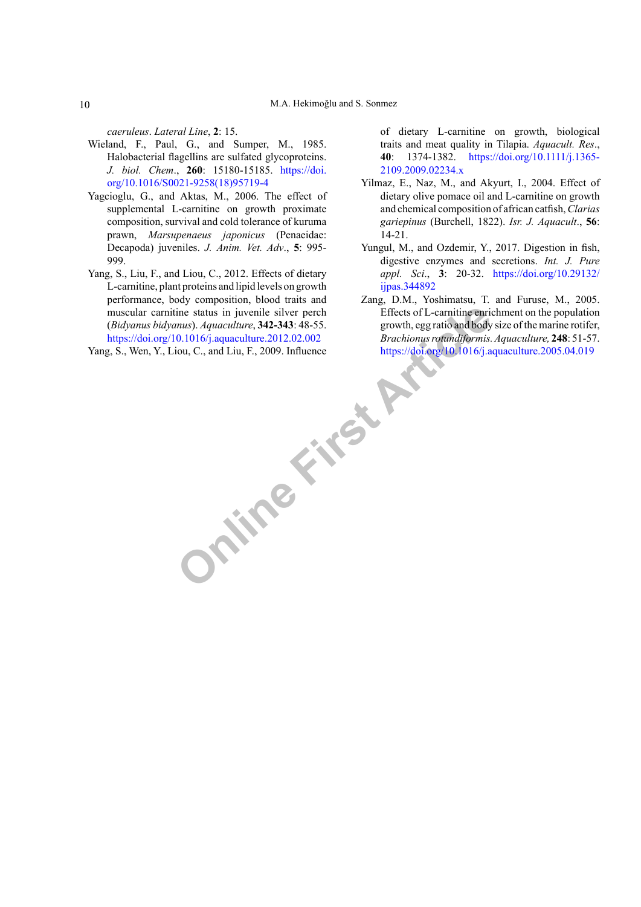*caeruleus*. *Lateral Line*, **2**: 15.

Wieland, F., Paul, G., and Sumper, M., 1985. Halobacterial flagellins are sulfated glycoproteins. *J. biol. Chem*., **260**: 15180-15185. https://doi.org/10.1016/S0021-9258(18)95719-4

Yagcioglu, G., and Aktas, M., 2006. The effect of supplemental L-carnitine on growth proximate composition, survival and cold tolerance of kuruma prawn, *Marsupenaeus japonicus* (Penaeidae: Decapoda) juveniles. *J. Anim. Vet. Adv*., **5**: 995-999.

Yang, S., Liu, F., and Liou, C., 2012. Effects of dietary L-carnitine, plant proteins and lipid levels on growth performance, body composition, blood traits and muscular carnitine status in juvenile silver perch (*Bidyanus bidyanus*). *Aquaculture*, **342-343**: 48-55. https://doi.org/10.1016/j.aquaculture.2012.02.002

Yang, S., Wen, Y., Liou, C., and Liu, F., 2009. Influence of dietary L-carnitine on growth, biological traits and meat quality in Tilapia. *Aquacult. Res*., **40**: 1374-1382. https://doi.org/10.1111/j.1365-2109.2009.02234.x

Yilmaz, E., Naz, M., and Akyurt, I., 2004. Effect of dietary olive pomace oil and L-carnitine on growth and chemical composition of african catfish, *Clarias gariepinus* (Burchell, 1822). *Isr. J. Aquacult*., **56**: 14-21.

Yungul, M., and Ozdemir, Y., 2017. Digestion in fish, digestive enzymes and secretions. *Int. J. Pure appl. Sci*., **3**: 20-32. https://doi.org/10.29132/ijpas.344892

Zang, D.M., Yoshimatsu, T. and Furuse, M., 2005. Effects of L-carnitine enrichment on the population growth, egg ratio and body size of the marine rotifer, *Brachionus rotundiformis*. *Aquaculture,* **248**: 51-57. https://doi.org/10.1016/j.aquaculture.2005.04.019